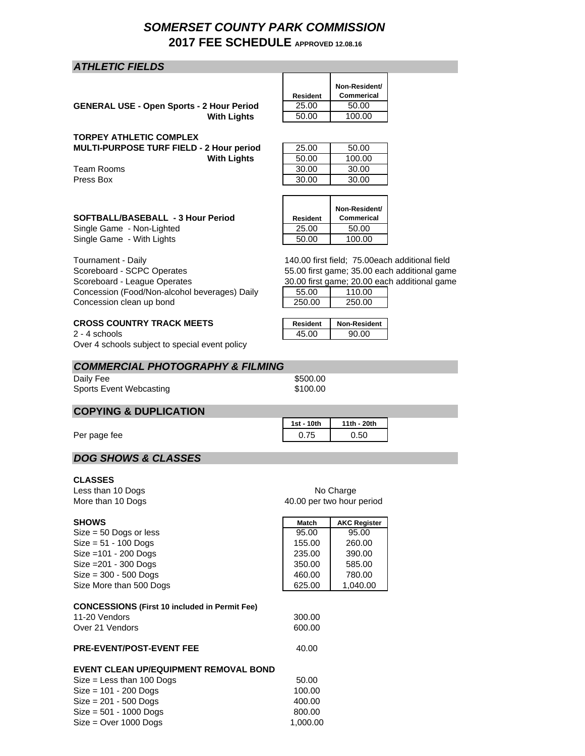# *SOMERSET COUNTY PARK COMMISSION*

## 2017 FEE SCHEDULE APPROVED 12.08.16

### *ATHLETIC FIELDS*

| | Resident | Non-Resident/ Commerical |
|---|---|---|
| **GENERAL USE - Open Sports - 2 Hour Period** | 25.00 | 50.00 |
| **With Lights** | 50.00 | 100.00 |

**TORPEY ATHLETIC COMPLEX**

| | | |
|---|---|---|
| **MULTI-PURPOSE TURF FIELD - 2 Hour period** | 25.00 | 50.00 |
| **With Lights** | 50.00 | 100.00 |
| Team Rooms | 30.00 | 30.00 |
| Press Box | 30.00 | 30.00 |

| **SOFTBALL/BASEBALL - 3 Hour Period** | Resident | Non-Resident/ Commerical |
|---|---|---|
| Single Game - Non-Lighted | 25.00 | 50.00 |
| Single Game - With Lights | 50.00 | 100.00 |

Tournament - Daily: 140.00 first field; 75.00each additional field
Scoreboard - SCPC Operates: 55.00 first game; 35.00 each additional game
Scoreboard - League Operates: 30.00 first game; 20.00 each additional game

| | | |
|---|---|---|
| Concession (Food/Non-alcohol beverages) Daily | 55.00 | 110.00 |
| Concession clean up bond | 250.00 | 250.00 |

| **CROSS COUNTRY TRACK MEETS** | Resident | Non-Resident |
|---|---|---|
| 2 - 4 schools | 45.00 | 90.00 |

Over 4 schools subject to special event policy

### *COMMERCIAL PHOTOGRAPHY & FILMING*

| | |
|---|---|
| Daily Fee | $500.00 |
| Sports Event Webcasting | $100.00 |

### COPYING & DUPLICATION

| | 1st - 10th | 11th - 20th |
|---|---|---|
| Per page fee | 0.75 | 0.50 |

### *DOG SHOWS & CLASSES*

**CLASSES**

| | |
|---|---|
| Less than 10 Dogs | No Charge |
| More than 10 Dogs | 40.00 per two hour period |

| **SHOWS** | Match | AKC Register |
|---|---|---|
| Size = 50 Dogs or less | 95.00 | 95.00 |
| Size = 51 - 100 Dogs | 155.00 | 260.00 |
| Size =101 - 200 Dogs | 235.00 | 390.00 |
| Size =201 - 300 Dogs | 350.00 | 585.00 |
| Size = 300 - 500 Dogs | 460.00 | 780.00 |
| Size More than 500 Dogs | 625.00 | 1,040.00 |

**CONCESSIONS (First 10 included in Permit Fee)**

| | |
|---|---|
| 11-20 Vendors | 300.00 |
| Over 21 Vendors | 600.00 |

**PRE-EVENT/POST-EVENT FEE** 40.00

**EVENT CLEAN UP/EQUIPMENT REMOVAL BOND**

| | |
|---|---|
| Size = Less than 100 Dogs | 50.00 |
| Size = 101 - 200 Dogs | 100.00 |
| Size = 201 - 500 Dogs | 400.00 |
| Size = 501 - 1000 Dogs | 800.00 |
| Size = Over 1000 Dogs | 1,000.00 |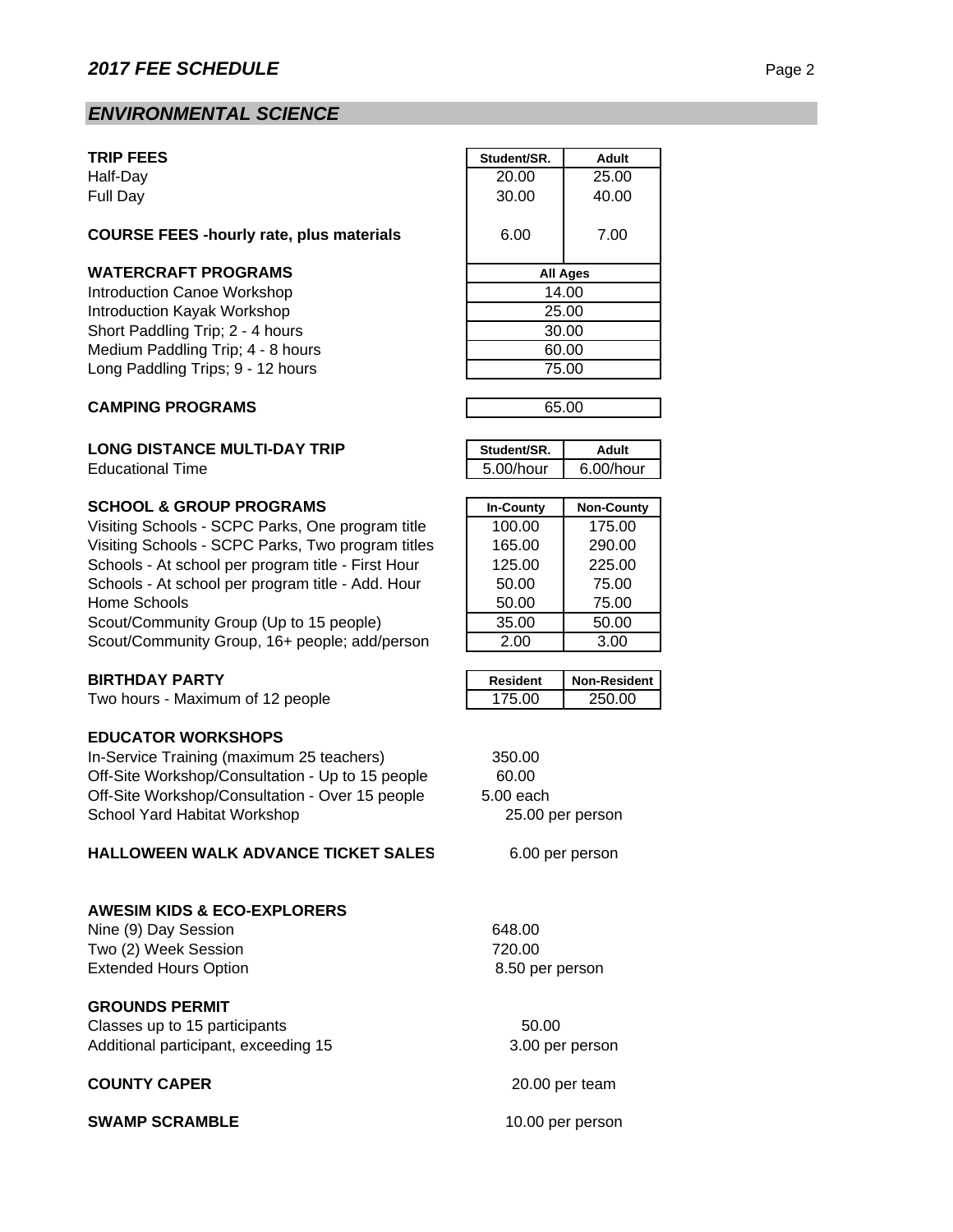## *2017 FEE SCHEDULE*

## *ENVIRONMENTAL SCIENCE*

| TRIP FEES | Student/SR. | Adult |
|---|---|---|
| Half-Day | 20.00 | 25.00 |
| Full Day | 30.00 | 40.00 |
| **COURSE FEES -hourly rate, plus materials** | 6.00 | 7.00 |

| WATERCRAFT PROGRAMS | All Ages |
|---|---|
| Introduction Canoe Workshop | 14.00 |
| Introduction Kayak Workshop | 25.00 |
| Short Paddling Trip; 2 - 4 hours | 30.00 |
| Medium Paddling Trip; 4 - 8 hours | 60.00 |
| Long Paddling Trips; 9 - 12 hours | 75.00 |

**CAMPING PROGRAMS** 65.00

| LONG DISTANCE MULTI-DAY TRIP | Student/SR. | Adult |
|---|---|---|
| Educational Time | 5.00/hour | 6.00/hour |

| SCHOOL & GROUP PROGRAMS | In-County | Non-County |
|---|---|---|
| Visiting Schools - SCPC Parks, One program title | 100.00 | 175.00 |
| Visiting Schools - SCPC Parks, Two program titles | 165.00 | 290.00 |
| Schools - At school per program title - First Hour | 125.00 | 225.00 |
| Schools - At school per program title - Add. Hour | 50.00 | 75.00 |
| Home Schools | 50.00 | 75.00 |
| Scout/Community Group (Up to 15 people) | 35.00 | 50.00 |
| Scout/Community Group, 16+ people; add/person | 2.00 | 3.00 |

| BIRTHDAY PARTY | Resident | Non-Resident |
|---|---|---|
| Two hours - Maximum of 12 people | 175.00 | 250.00 |

**EDUCATOR WORKSHOPS**

In-Service Training (maximum 25 teachers) 350.00

Off-Site Workshop/Consultation - Up to 15 people 60.00

Off-Site Workshop/Consultation - Over 15 people 5.00 each

School Yard Habitat Workshop 25.00 per person

**HALLOWEEN WALK ADVANCE TICKET SALES** 6.00 per person

**AWESIM KIDS & ECO-EXPLORERS**

Nine (9) Day Session 648.00

Two (2) Week Session 720.00

Extended Hours Option 8.50 per person

**GROUNDS PERMIT**

Classes up to 15 participants 50.00

Additional participant, exceeding 15 3.00 per person

**COUNTY CAPER** 20.00 per team

**SWAMP SCRAMBLE** 10.00 per person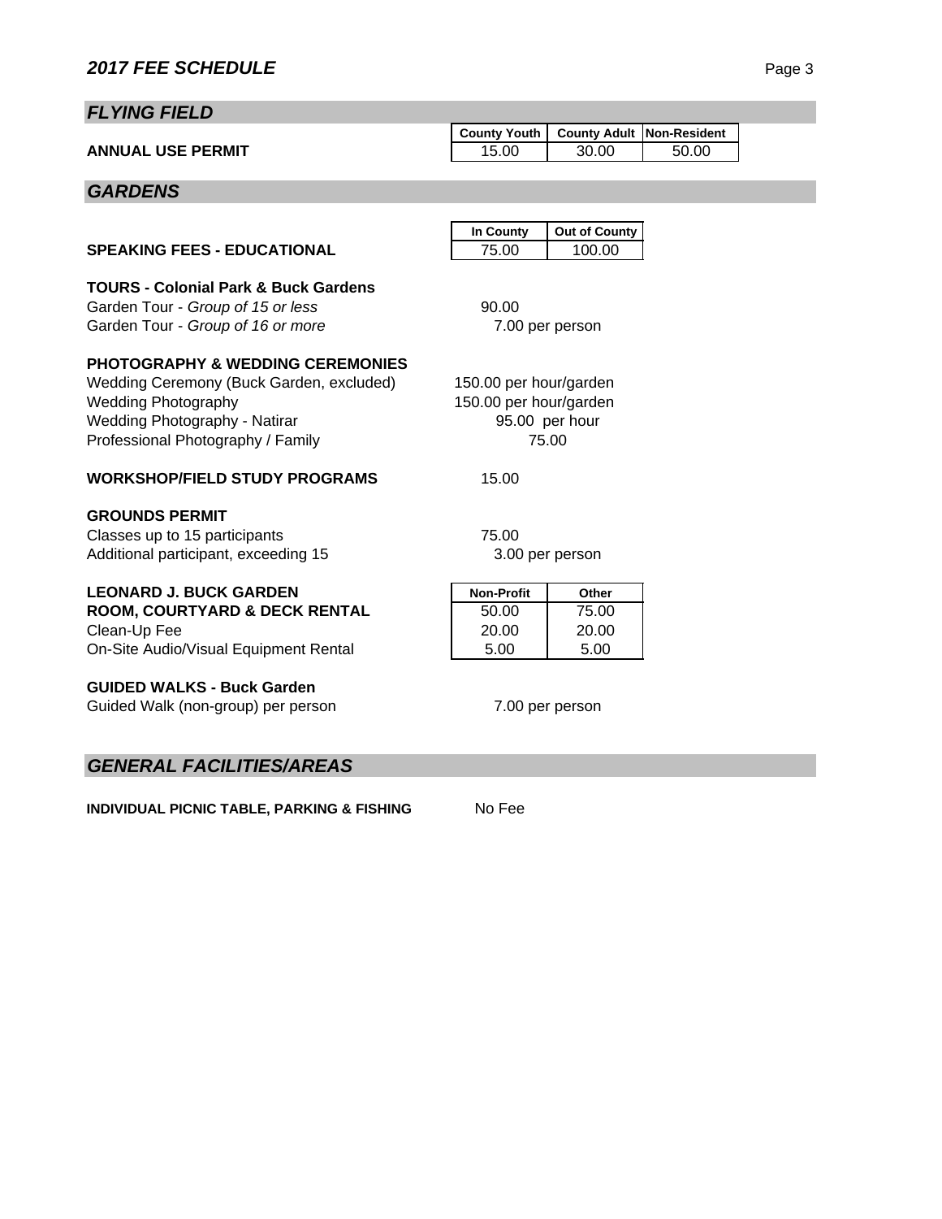## *FLYING FIELD*

| | County Youth | County Adult | Non-Resident |
|---|---|---|---|
| **ANNUAL USE PERMIT** | 15.00 | 30.00 | 50.00 |

## *GARDENS*

| | In County | Out of County |
|---|---|---|
| **SPEAKING FEES - EDUCATIONAL** | 75.00 | 100.00 |

**TOURS - Colonial Park & Buck Gardens**

Garden Tour - *Group of 15 or less* 90.00

Garden Tour - *Group of 16 or more* 7.00 per person

**PHOTOGRAPHY & WEDDING CEREMONIES**

Wedding Ceremony (Buck Garden, excluded) 150.00 per hour/garden

Wedding Photography 150.00 per hour/garden

Wedding Photography - Natirar 95.00 per hour

Professional Photography / Family 75.00

**WORKSHOP/FIELD STUDY PROGRAMS** 15.00

**GROUNDS PERMIT**

Classes up to 15 participants 75.00

Additional participant, exceeding 15 3.00 per person

| **LEONARD J. BUCK GARDEN** | Non-Profit | Other |
|---|---|---|
| **ROOM, COURTYARD & DECK RENTAL** | 50.00 | 75.00 |
| Clean-Up Fee | 20.00 | 20.00 |
| On-Site Audio/Visual Equipment Rental | 5.00 | 5.00 |

**GUIDED WALKS - Buck Garden**

Guided Walk (non-group) per person 7.00 per person

## *GENERAL FACILITIES/AREAS*

**INDIVIDUAL PICNIC TABLE, PARKING & FISHING** No Fee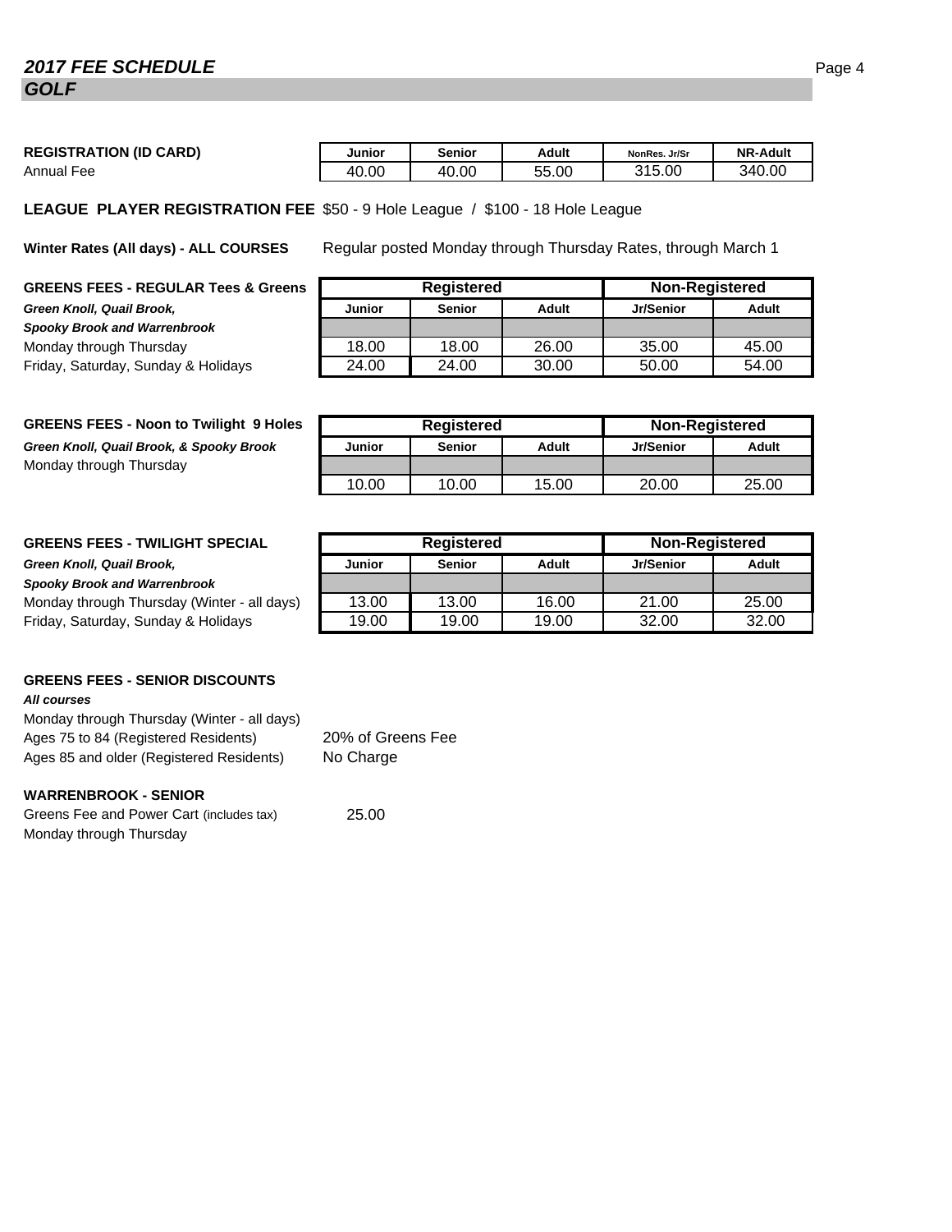## *2017 FEE SCHEDULE*
## *GOLF*

**REGISTRATION (ID CARD)**
Annual Fee

| Junior | Senior | Adult | NonRes. Jr/Sr | NR-Adult |
|---|---|---|---|---|
| 40.00 | 40.00 | 55.00 | 315.00 | 340.00 |

**LEAGUE PLAYER REGISTRATION FEE** $50 - 9 Hole League / $100 - 18 Hole League

**Winter Rates (All days) - ALL COURSES** Regular posted Monday through Thursday Rates, through March 1

**GREENS FEES - REGULAR Tees & Greens**
***Green Knoll, Quail Brook, Spooky Brook and Warrenbrook***

| | Registered | | | Non-Registered | |
|---|---|---|---|---|---|
| | Junior | Senior | Adult | Jr/Senior | Adult |
| Monday through Thursday | 18.00 | 18.00 | 26.00 | 35.00 | 45.00 |
| Friday, Saturday, Sunday & Holidays | 24.00 | 24.00 | 30.00 | 50.00 | 54.00 |

**GREENS FEES - Noon to Twilight 9 Holes**
***Green Knoll, Quail Brook, & Spooky Brook***

| | Registered | | | Non-Registered | |
|---|---|---|---|---|---|
| | Junior | Senior | Adult | Jr/Senior | Adult |
| Monday through Thursday | 10.00 | 10.00 | 15.00 | 20.00 | 25.00 |

**GREENS FEES - TWILIGHT SPECIAL**
***Green Knoll, Quail Brook, Spooky Brook and Warrenbrook***

| | Registered | | | Non-Registered | |
|---|---|---|---|---|---|
| | Junior | Senior | Adult | Jr/Senior | Adult |
| Monday through Thursday (Winter - all days) | 13.00 | 13.00 | 16.00 | 21.00 | 25.00 |
| Friday, Saturday, Sunday & Holidays | 19.00 | 19.00 | 19.00 | 32.00 | 32.00 |

**GREENS FEES - SENIOR DISCOUNTS**
***All courses***
Monday through Thursday (Winter - all days)
Ages 75 to 84 (Registered Residents) 20% of Greens Fee
Ages 85 and older (Registered Residents) No Charge

**WARRENBROOK - SENIOR**
Greens Fee and Power Cart (includes tax) 25.00
Monday through Thursday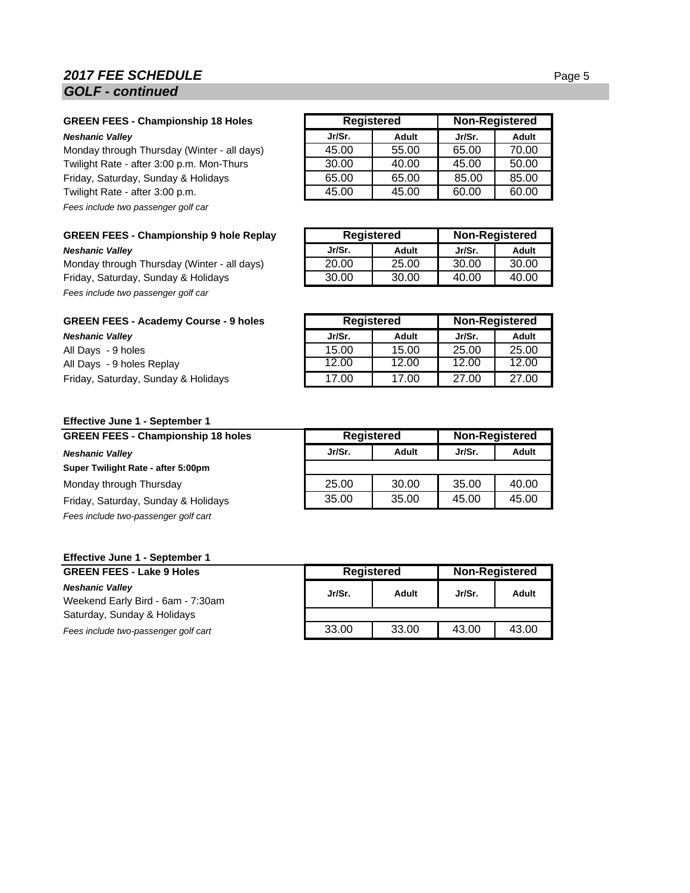## *2017 FEE SCHEDULE*

## *GOLF - continued*

| **GREEN FEES - Championship 18 Holes** | Registered | | Non-Registered | |
|---|---|---|---|---|
| ***Neshanic Valley*** | **Jr/Sr.** | **Adult** | **Jr/Sr.** | **Adult** |
| Monday through Thursday (Winter - all days) | 45.00 | 55.00 | 65.00 | 70.00 |
| Twilight Rate - after 3:00 p.m. Mon-Thurs | 30.00 | 40.00 | 45.00 | 50.00 |
| Friday, Saturday, Sunday & Holidays | 65.00 | 65.00 | 85.00 | 85.00 |
| Twilight Rate - after 3:00 p.m. | 45.00 | 45.00 | 60.00 | 60.00 |

*Fees include two passenger golf car*

| **GREEN FEES - Championship 9 hole Replay** | Registered | | Non-Registered | |
|---|---|---|---|---|
| ***Neshanic Valley*** | **Jr/Sr.** | **Adult** | **Jr/Sr.** | **Adult** |
| Monday through Thursday (Winter - all days) | 20.00 | 25.00 | 30.00 | 30.00 |
| Friday, Saturday, Sunday & Holidays | 30.00 | 30.00 | 40.00 | 40.00 |

*Fees include two passenger golf car*

| **GREEN FEES - Academy Course - 9 holes** | Registered | | Non-Registered | |
|---|---|---|---|---|
| ***Neshanic Valley*** | **Jr/Sr.** | **Adult** | **Jr/Sr.** | **Adult** |
| All Days - 9 holes | 15.00 | 15.00 | 25.00 | 25.00 |
| All Days - 9 holes Replay | 12.00 | 12.00 | 12.00 | 12.00 |
| Friday, Saturday, Sunday & Holidays | 17.00 | 17.00 | 27.00 | 27.00 |

**Effective June 1 - September 1**

| **GREEN FEES - Championship 18 holes** | Registered | | Non-Registered | |
|---|---|---|---|---|
| ***Neshanic Valley*** | **Jr/Sr.** | **Adult** | **Jr/Sr.** | **Adult** |
| **Super Twilight Rate - after 5:00pm** | | | | |
| Monday through Thursday | 25.00 | 30.00 | 35.00 | 40.00 |
| Friday, Saturday, Sunday & Holidays | 35.00 | 35.00 | 45.00 | 45.00 |

*Fees include two-passenger golf cart*

**Effective June 1 - September 1**

| **GREEN FEES - Lake 9 Holes** | Registered | | Non-Registered | |
|---|---|---|---|---|
| ***Neshanic Valley*** Weekend Early Bird - 6am - 7:30am | **Jr/Sr.** | **Adult** | **Jr/Sr.** | **Adult** |
| Saturday, Sunday & Holidays | | | | |
| *Fees include two-passenger golf cart* | 33.00 | 33.00 | 43.00 | 43.00 |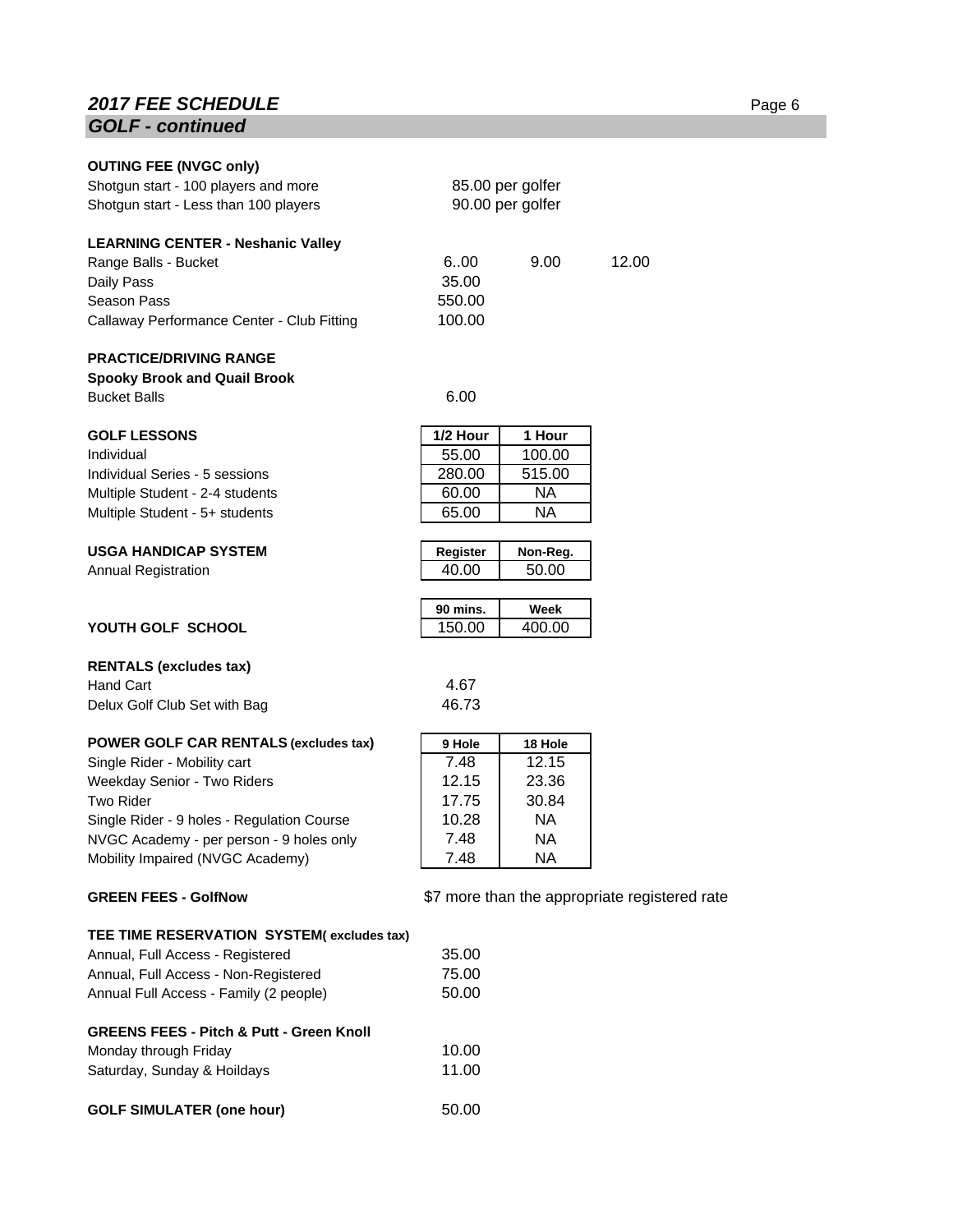## *2017 FEE SCHEDULE*

### *GOLF - continued*

**OUTING FEE (NVGC only)**

| | |
|---|---|
| Shotgun start - 100 players and more | 85.00 per golfer |
| Shotgun start - Less than 100 players | 90.00 per golfer |

**LEARNING CENTER - Neshanic Valley**

| | | | |
|---|---|---|---|
| Range Balls - Bucket | 6..00 | 9.00 | 12.00 |
| Daily Pass | 35.00 | | |
| Season Pass | 550.00 | | |
| Callaway Performance Center - Club Fitting | 100.00 | | |

**PRACTICE/DRIVING RANGE**

**Spooky Brook and Quail Brook**

| | |
|---|---|
| Bucket Balls | 6.00 |

| GOLF LESSONS | 1/2 Hour | 1 Hour |
|---|---|---|
| Individual | 55.00 | 100.00 |
| Individual Series - 5 sessions | 280.00 | 515.00 |
| Multiple Student - 2-4 students | 60.00 | NA |
| Multiple Student - 5+ students | 65.00 | NA |

| USGA HANDICAP SYSTEM | Register | Non-Reg. |
|---|---|---|
| Annual Registration | 40.00 | 50.00 |

| | 90 mins. | Week |
|---|---|---|
| YOUTH GOLF SCHOOL | 150.00 | 400.00 |

**RENTALS (excludes tax)**

| | |
|---|---|
| Hand Cart | 4.67 |
| Delux Golf Club Set with Bag | 46.73 |

| POWER GOLF CAR RENTALS (excludes tax) | 9 Hole | 18 Hole |
|---|---|---|
| Single Rider - Mobility cart | 7.48 | 12.15 |
| Weekday Senior - Two Riders | 12.15 | 23.36 |
| Two Rider | 17.75 | 30.84 |
| Single Rider - 9 holes - Regulation Course | 10.28 | NA |
| NVGC Academy - per person - 9 holes only | 7.48 | NA |
| Mobility Impaired (NVGC Academy) | 7.48 | NA |

**GREEN FEES - GolfNow** — $7 more than the appropriate registered rate

**TEE TIME RESERVATION SYSTEM( excludes tax)**

| | |
|---|---|
| Annual, Full Access - Registered | 35.00 |
| Annual, Full Access - Non-Registered | 75.00 |
| Annual Full Access - Family (2 people) | 50.00 |

**GREENS FEES - Pitch & Putt - Green Knoll**

| | |
|---|---|
| Monday through Friday | 10.00 |
| Saturday, Sunday & Hoildays | 11.00 |

**GOLF SIMULATER (one hour)** — 50.00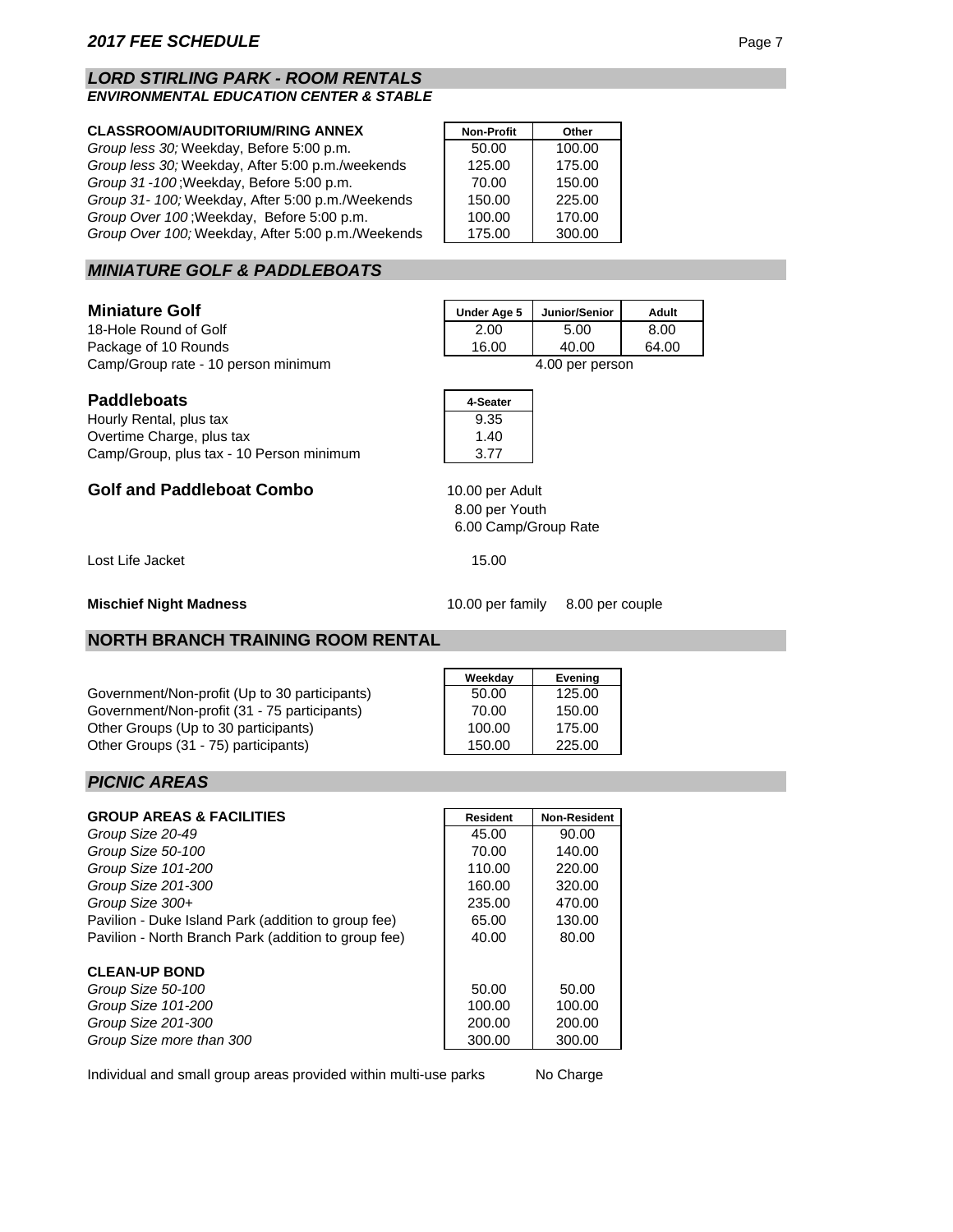## *LORD STIRLING PARK - ROOM RENTALS*

### *ENVIRONMENTAL EDUCATION CENTER & STABLE*

| CLASSROOM/AUDITORIUM/RING ANNEX | Non-Profit | Other |
|---|---|---|
| *Group less 30;* Weekday, Before 5:00 p.m. | 50.00 | 100.00 |
| *Group less 30;* Weekday, After 5:00 p.m./weekends | 125.00 | 175.00 |
| *Group 31 -100* ;Weekday, Before 5:00 p.m. | 70.00 | 150.00 |
| *Group 31- 100;* Weekday, After 5:00 p.m./Weekends | 150.00 | 225.00 |
| *Group Over 100* ;Weekday, Before 5:00 p.m. | 100.00 | 170.00 |
| *Group Over 100;* Weekday, After 5:00 p.m./Weekends | 175.00 | 300.00 |

## *MINIATURE GOLF & PADDLEBOATS*

| Miniature Golf | Under Age 5 | Junior/Senior | Adult |
|---|---|---|---|
| 18-Hole Round of Golf | 2.00 | 5.00 | 8.00 |
| Package of 10 Rounds | 16.00 | 40.00 | 64.00 |
| Camp/Group rate - 10 person minimum | | 4.00 per person | |

| Paddleboats | 4-Seater |
|---|---|
| Hourly Rental, plus tax | 9.35 |
| Overtime Charge, plus tax | 1.40 |
| Camp/Group, plus tax - 10 Person minimum | 3.77 |

**Golf and Paddleboat Combo**

10.00 per Adult
8.00 per Youth
6.00 Camp/Group Rate

Lost Life Jacket 15.00

**Mischief Night Madness** 10.00 per family 8.00 per couple

## NORTH BRANCH TRAINING ROOM RENTAL

| | Weekday | Evening |
|---|---|---|
| Government/Non-profit (Up to 30 participants) | 50.00 | 125.00 |
| Government/Non-profit (31 - 75 participants) | 70.00 | 150.00 |
| Other Groups (Up to 30 participants) | 100.00 | 175.00 |
| Other Groups (31 - 75) participants) | 150.00 | 225.00 |

## *PICNIC AREAS*

| GROUP AREAS & FACILITIES | Resident | Non-Resident |
|---|---|---|
| *Group Size 20-49* | 45.00 | 90.00 |
| *Group Size 50-100* | 70.00 | 140.00 |
| *Group Size 101-200* | 110.00 | 220.00 |
| *Group Size 201-300* | 160.00 | 320.00 |
| *Group Size 300+* | 235.00 | 470.00 |
| Pavilion - Duke Island Park (addition to group fee) | 65.00 | 130.00 |
| Pavilion - North Branch Park (addition to group fee) | 40.00 | 80.00 |
| **CLEAN-UP BOND** | | |
| *Group Size 50-100* | 50.00 | 50.00 |
| *Group Size 101-200* | 100.00 | 100.00 |
| *Group Size 201-300* | 200.00 | 200.00 |
| *Group Size more than 300* | 300.00 | 300.00 |

Individual and small group areas provided within multi-use parks No Charge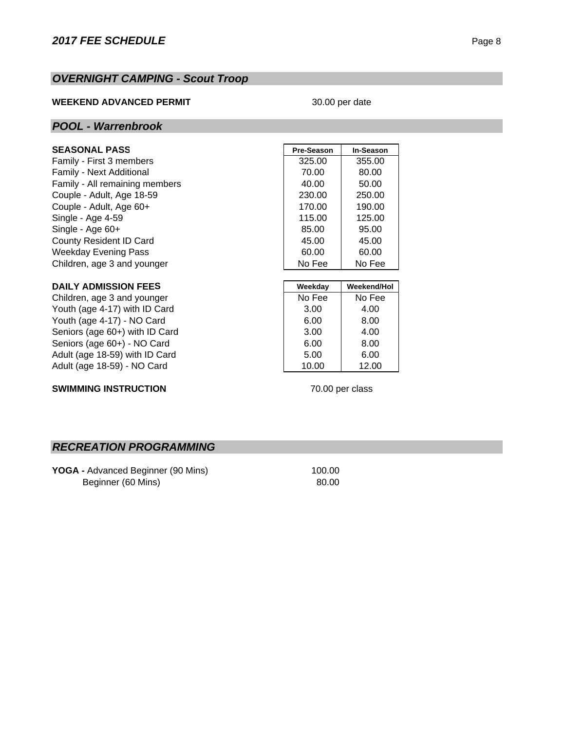## *OVERNIGHT CAMPING - Scout Troop*

**WEEKEND ADVANCED PERMIT** 30.00 per date

## *POOL - Warrenbrook*

| SEASONAL PASS | Pre-Season | In-Season |
| --- | --- | --- |
| Family - First 3 members | 325.00 | 355.00 |
| Family - Next Additional | 70.00 | 80.00 |
| Family - All remaining members | 40.00 | 50.00 |
| Couple - Adult, Age 18-59 | 230.00 | 250.00 |
| Couple - Adult, Age 60+ | 170.00 | 190.00 |
| Single - Age 4-59 | 115.00 | 125.00 |
| Single - Age 60+ | 85.00 | 95.00 |
| County Resident ID Card | 45.00 | 45.00 |
| Weekday Evening Pass | 60.00 | 60.00 |
| Children, age 3 and younger | No Fee | No Fee |

| DAILY ADMISSION FEES | Weekday | Weekend/Hol |
| --- | --- | --- |
| Children, age 3 and younger | No Fee | No Fee |
| Youth (age 4-17) with ID Card | 3.00 | 4.00 |
| Youth (age 4-17) - NO Card | 6.00 | 8.00 |
| Seniors (age 60+) with ID Card | 3.00 | 4.00 |
| Seniors (age 60+) - NO Card | 6.00 | 8.00 |
| Adult (age 18-59) with ID Card | 5.00 | 6.00 |
| Adult (age 18-59) - NO Card | 10.00 | 12.00 |

**SWIMMING INSTRUCTION** 70.00 per class

## *RECREATION PROGRAMMING*

**YOGA -** Advanced Beginner (90 Mins) 100.00
Beginner (60 Mins) 80.00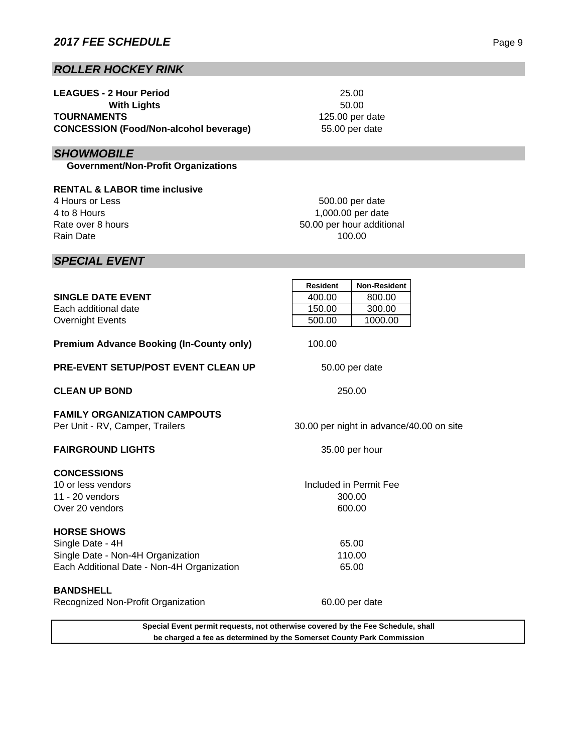## ROLLER HOCKEY RINK

| | |
|---|---|
| **LEAGUES - 2 Hour Period** | 25.00 |
| **With Lights** | 50.00 |
| **TOURNAMENTS** | 125.00 per date |
| **CONCESSION (Food/Non-alcohol beverage)** | 55.00 per date |

## SHOWMOBILE

**Government/Non-Profit Organizations**

**RENTAL & LABOR time inclusive**

| | |
|---|---|
| 4 Hours or Less | 500.00 per date |
| 4 to 8 Hours | 1,000.00 per date |
| Rate over 8 hours | 50.00 per hour additional |
| Rain Date | 100.00 |

## SPECIAL EVENT

| | Resident | Non-Resident |
|---|---|---|
| **SINGLE DATE EVENT** | 400.00 | 800.00 |
| Each additional date | 150.00 | 300.00 |
| Overnight Events | 500.00 | 1000.00 |

**Premium Advance Booking (In-County only)** 100.00

**PRE-EVENT SETUP/POST EVENT CLEAN UP** 50.00 per date

**CLEAN UP BOND** 250.00

**FAMILY ORGANIZATION CAMPOUTS**

Per Unit - RV, Camper, Trailers 30.00 per night in advance/40.00 on site

**FAIRGROUND LIGHTS** 35.00 per hour

**CONCESSIONS**

| | |
|---|---|
| 10 or less vendors | Included in Permit Fee |
| 11 - 20 vendors | 300.00 |
| Over 20 vendors | 600.00 |

**HORSE SHOWS**

| | |
|---|---|
| Single Date - 4H | 65.00 |
| Single Date - Non-4H Organization | 110.00 |
| Each Additional Date - Non-4H Organization | 65.00 |

**BANDSHELL**

Recognized Non-Profit Organization 60.00 per date

**Special Event permit requests, not otherwise covered by the Fee Schedule, shall be charged a fee as determined by the Somerset County Park Commission**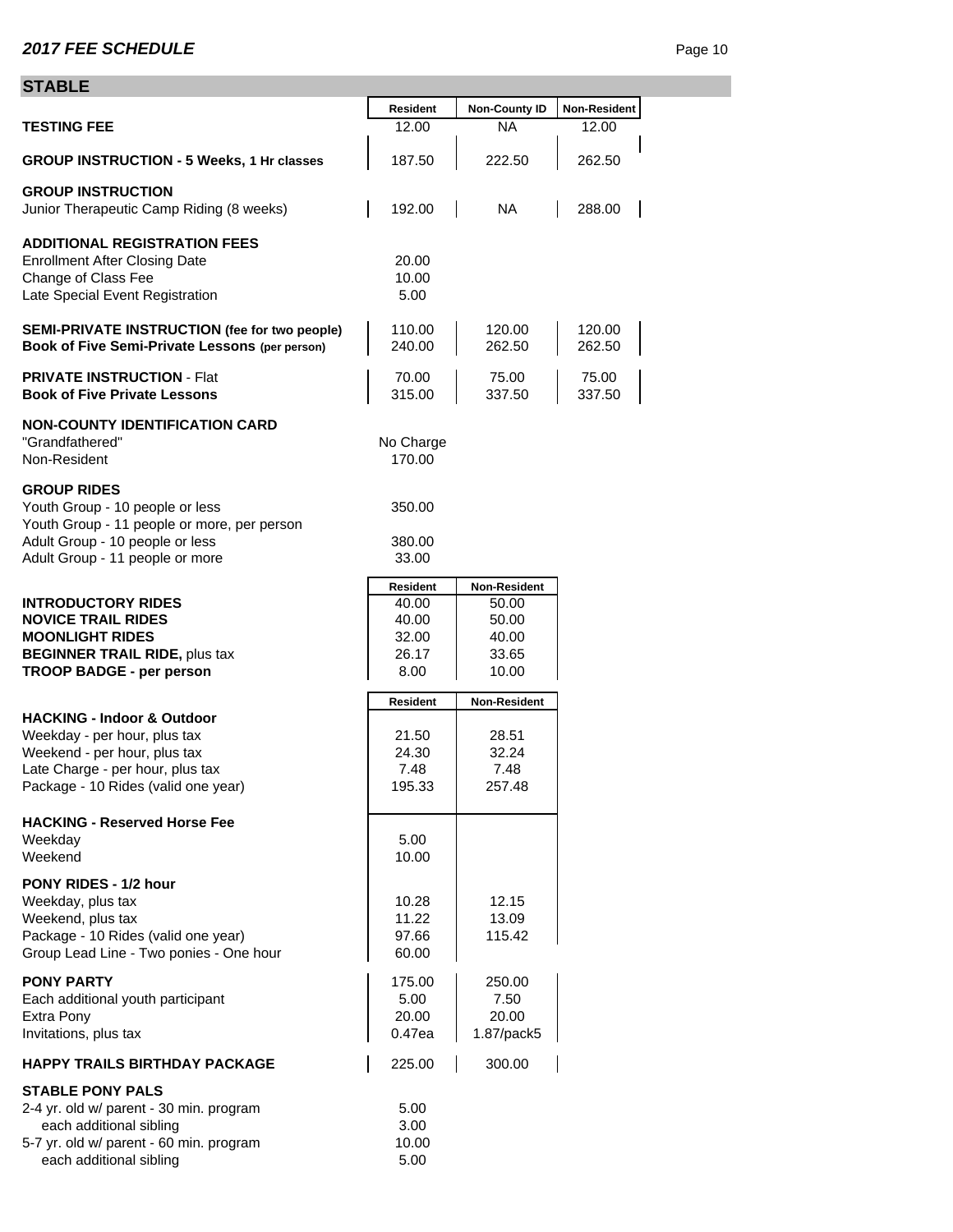## 2017 FEE SCHEDULE

## STABLE

| | Resident | Non-County ID | Non-Resident |
|---|---|---|---|
| **TESTING FEE** | 12.00 | NA | 12.00 |
| **GROUP INSTRUCTION - 5 Weeks, 1 Hr classes** | 187.50 | 222.50 | 262.50 |
| **GROUP INSTRUCTION** | | | |
| Junior Therapeutic Camp Riding (8 weeks) | 192.00 | NA | 288.00 |
| **ADDITIONAL REGISTRATION FEES** | | | |
| Enrollment After Closing Date | 20.00 | | |
| Change of Class Fee | 10.00 | | |
| Late Special Event Registration | 5.00 | | |
| **SEMI-PRIVATE INSTRUCTION (fee for two people)** | 110.00 | 120.00 | 120.00 |
| **Book of Five Semi-Private Lessons (per person)** | 240.00 | 262.50 | 262.50 |
| **PRIVATE INSTRUCTION** - Flat | 70.00 | 75.00 | 75.00 |
| **Book of Five Private Lessons** | 315.00 | 337.50 | 337.50 |
| **NON-COUNTY IDENTIFICATION CARD** | | | |
| "Grandfathered" | No Charge | | |
| Non-Resident | 170.00 | | |
| **GROUP RIDES** | | | |
| Youth Group - 10 people or less | 350.00 | | |
| Youth Group - 11 people or more, per person | | | |
| Adult Group - 10 people or less | 380.00 | | |
| Adult Group - 11 people or more | 33.00 | | |

| | Resident | Non-Resident |
|---|---|---|
| **INTRODUCTORY RIDES** | 40.00 | 50.00 |
| **NOVICE TRAIL RIDES** | 40.00 | 50.00 |
| **MOONLIGHT RIDES** | 32.00 | 40.00 |
| **BEGINNER TRAIL RIDE,** plus tax | 26.17 | 33.65 |
| **TROOP BADGE - per person** | 8.00 | 10.00 |

| | Resident | Non-Resident |
|---|---|---|
| **HACKING - Indoor & Outdoor** | | |
| Weekday - per hour, plus tax | 21.50 | 28.51 |
| Weekend - per hour, plus tax | 24.30 | 32.24 |
| Late Charge - per hour, plus tax | 7.48 | 7.48 |
| Package - 10 Rides (valid one year) | 195.33 | 257.48 |
| **HACKING - Reserved Horse Fee** | | |
| Weekday | 5.00 | |
| Weekend | 10.00 | |
| **PONY RIDES - 1/2 hour** | | |
| Weekday, plus tax | 10.28 | 12.15 |
| Weekend, plus tax | 11.22 | 13.09 |
| Package - 10 Rides (valid one year) | 97.66 | 115.42 |
| Group Lead Line - Two ponies - One hour | 60.00 | |
| **PONY PARTY** | 175.00 | 250.00 |
| Each additional youth participant | 5.00 | 7.50 |
| Extra Pony | 20.00 | 20.00 |
| Invitations, plus tax | 0.47ea | 1.87/pack5 |
| **HAPPY TRAILS BIRTHDAY PACKAGE** | 225.00 | 300.00 |
| **STABLE PONY PALS** | | |
| 2-4 yr. old w/ parent - 30 min. program | 5.00 | |
| each additional sibling | 3.00 | |
| 5-7 yr. old w/ parent - 60 min. program | 10.00 | |
| each additional sibling | 5.00 | |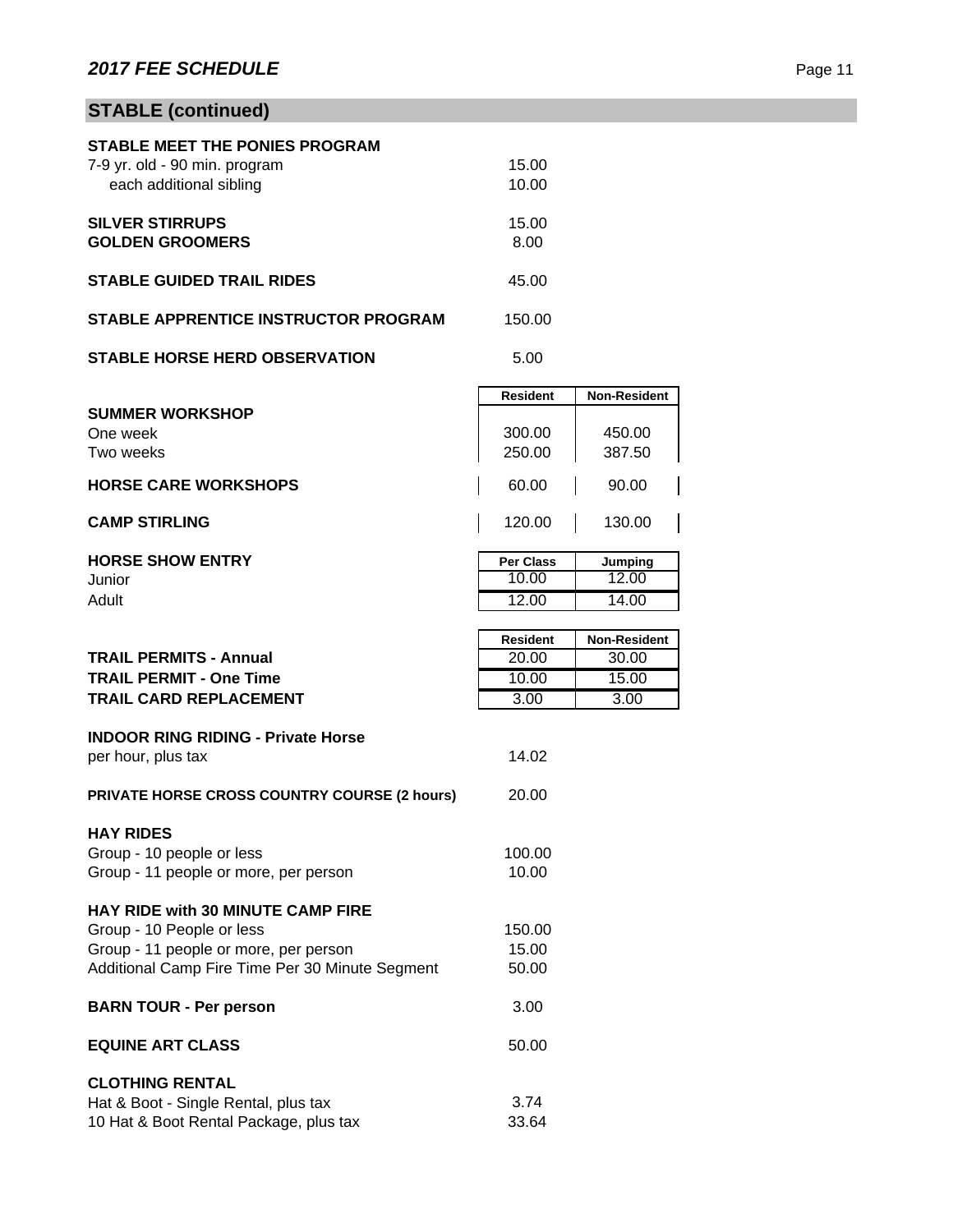## STABLE (continued)

| | | |
|---|---|---|
| **STABLE MEET THE PONIES PROGRAM** | | |
| 7-9 yr. old - 90 min. program | 15.00 | |
| each additional sibling | 10.00 | |
| **SILVER STIRRUPS** | 15.00 | |
| **GOLDEN GROOMERS** | 8.00 | |
| **STABLE GUIDED TRAIL RIDES** | 45.00 | |
| **STABLE APPRENTICE INSTRUCTOR PROGRAM** | 150.00 | |
| **STABLE HORSE HERD OBSERVATION** | 5.00 | |

| | Resident | Non-Resident |
|---|---|---|
| **SUMMER WORKSHOP** | | |
| One week | 300.00 | 450.00 |
| Two weeks | 250.00 | 387.50 |
| **HORSE CARE WORKSHOPS** | 60.00 | 90.00 |
| **CAMP STIRLING** | 120.00 | 130.00 |

| **HORSE SHOW ENTRY** | Per Class | Jumping |
|---|---|---|
| Junior | 10.00 | 12.00 |
| Adult | 12.00 | 14.00 |

| | Resident | Non-Resident |
|---|---|---|
| **TRAIL PERMITS - Annual** | 20.00 | 30.00 |
| **TRAIL PERMIT - One Time** | 10.00 | 15.00 |
| **TRAIL CARD REPLACEMENT** | 3.00 | 3.00 |

| | |
|---|---|
| **INDOOR RING RIDING - Private Horse** | |
| per hour, plus tax | 14.02 |
| **PRIVATE HORSE CROSS COUNTRY COURSE (2 hours)** | 20.00 |
| **HAY RIDES** | |
| Group - 10 people or less | 100.00 |
| Group - 11 people or more, per person | 10.00 |
| **HAY RIDE with 30 MINUTE CAMP FIRE** | |
| Group - 10 People or less | 150.00 |
| Group - 11 people or more, per person | 15.00 |
| Additional Camp Fire Time Per 30 Minute Segment | 50.00 |
| **BARN TOUR - Per person** | 3.00 |
| **EQUINE ART CLASS** | 50.00 |
| **CLOTHING RENTAL** | |
| Hat & Boot - Single Rental, plus tax | 3.74 |
| 10 Hat & Boot Rental Package, plus tax | 33.64 |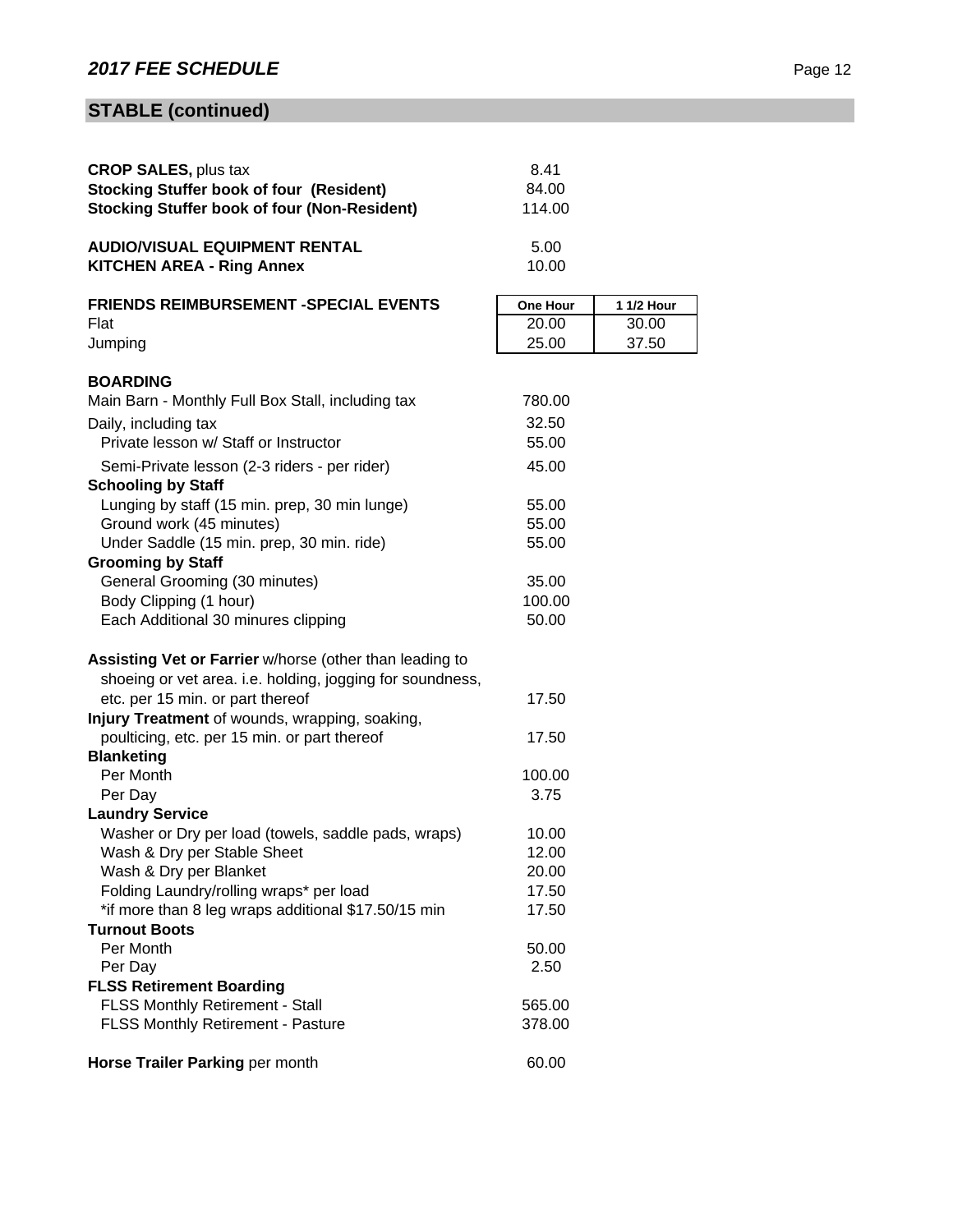## 2017 FEE SCHEDULE

## STABLE (continued)

| | |
|---|---|
| **CROP SALES,** plus tax | 8.41 |
| **Stocking Stuffer book of four (Resident)** | 84.00 |
| **Stocking Stuffer book of four (Non-Resident)** | 114.00 |

| | |
|---|---|
| **AUDIO/VISUAL EQUIPMENT RENTAL** | 5.00 |
| **KITCHEN AREA - Ring Annex** | 10.00 |

| FRIENDS REIMBURSEMENT -SPECIAL EVENTS | One Hour | 1 1/2 Hour |
|---|---|---|
| Flat | 20.00 | 30.00 |
| Jumping | 25.00 | 37.50 |

| | |
|---|---|
| **BOARDING** | |
| Main Barn - Monthly Full Box Stall, including tax | 780.00 |
| Daily, including tax | 32.50 |
| Private lesson w/ Staff or Instructor | 55.00 |
| Semi-Private lesson (2-3 riders - per rider) | 45.00 |
| **Schooling by Staff** | |
| Lunging by staff (15 min. prep, 30 min lunge) | 55.00 |
| Ground work (45 minutes) | 55.00 |
| Under Saddle (15 min. prep, 30 min. ride) | 55.00 |
| **Grooming by Staff** | |
| General Grooming (30 minutes) | 35.00 |
| Body Clipping (1 hour) | 100.00 |
| Each Additional 30 minures clipping | 50.00 |
| **Assisting Vet or Farrier** w/horse (other than leading to shoeing or vet area. i.e. holding, jogging for soundness, etc. per 15 min. or part thereof | 17.50 |
| **Injury Treatment** of wounds, wrapping, soaking, poulticing, etc. per 15 min. or part thereof | 17.50 |
| **Blanketing** | |
| Per Month | 100.00 |
| Per Day | 3.75 |
| **Laundry Service** | |
| Washer or Dry per load (towels, saddle pads, wraps) | 10.00 |
| Wash & Dry per Stable Sheet | 12.00 |
| Wash & Dry per Blanket | 20.00 |
| Folding Laundry/rolling wraps* per load | 17.50 |
| *if more than 8 leg wraps additional $17.50/15 min | 17.50 |
| **Turnout Boots** | |
| Per Month | 50.00 |
| Per Day | 2.50 |
| **FLSS Retirement Boarding** | |
| FLSS Monthly Retirement - Stall | 565.00 |
| FLSS Monthly Retirement - Pasture | 378.00 |

| | |
|---|---|
| **Horse Trailer Parking** per month | 60.00 |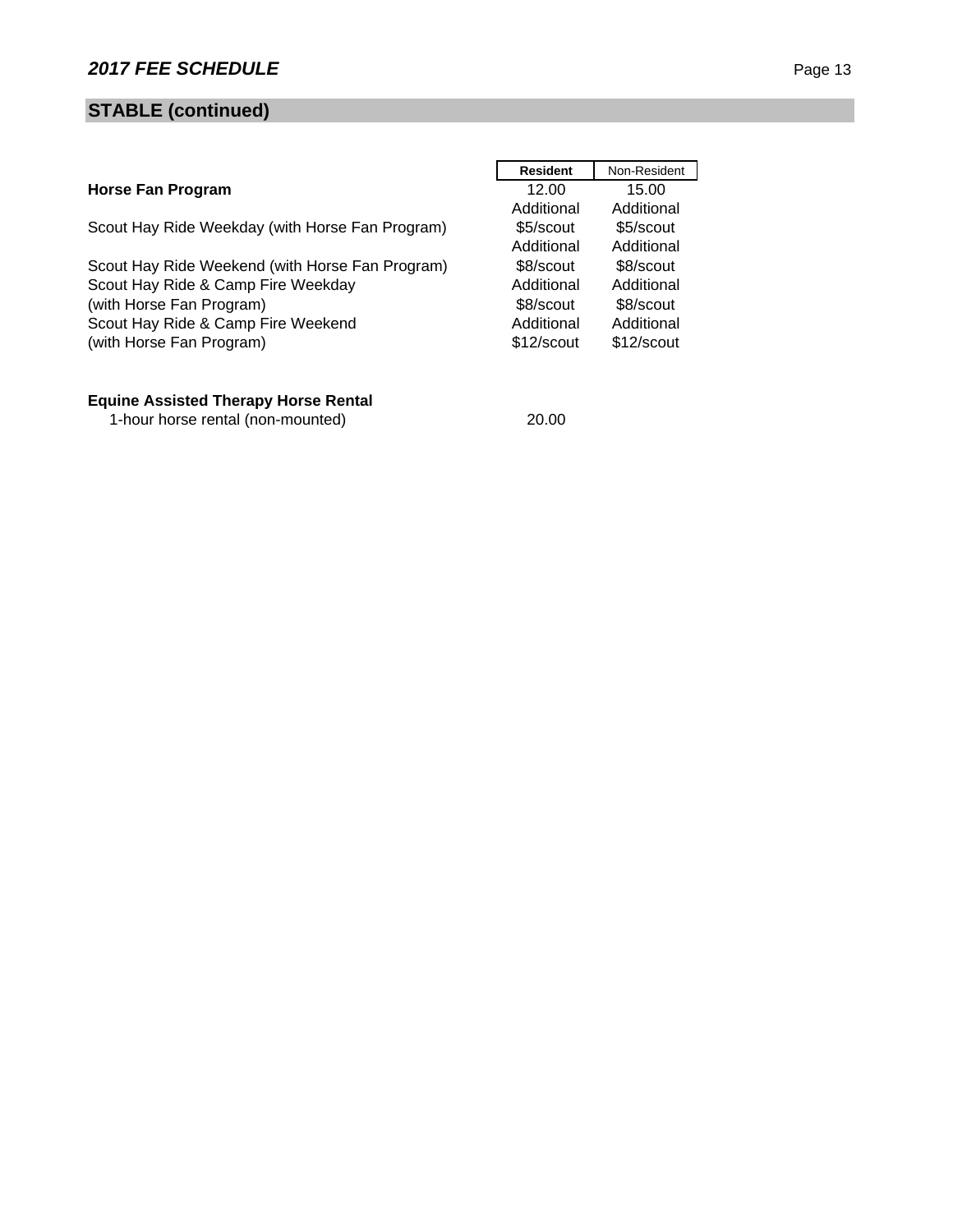## STABLE (continued)

| | Resident | Non-Resident |
|---|---|---|
| **Horse Fan Program** | 12.00 | 15.00 |
| Scout Hay Ride Weekday (with Horse Fan Program) | Additional $5/scout | Additional $5/scout |
| Scout Hay Ride Weekend (with Horse Fan Program) | Additional $8/scout | Additional $8/scout |
| Scout Hay Ride & Camp Fire Weekday (with Horse Fan Program) | Additional $8/scout | Additional $8/scout |
| Scout Hay Ride & Camp Fire Weekend (with Horse Fan Program) | Additional $12/scout | Additional $12/scout |

| | Resident | Non-Resident |
|---|---|---|
| **Equine Assisted Therapy Horse Rental** | | |
| 1-hour horse rental (non-mounted) | 20.00 | |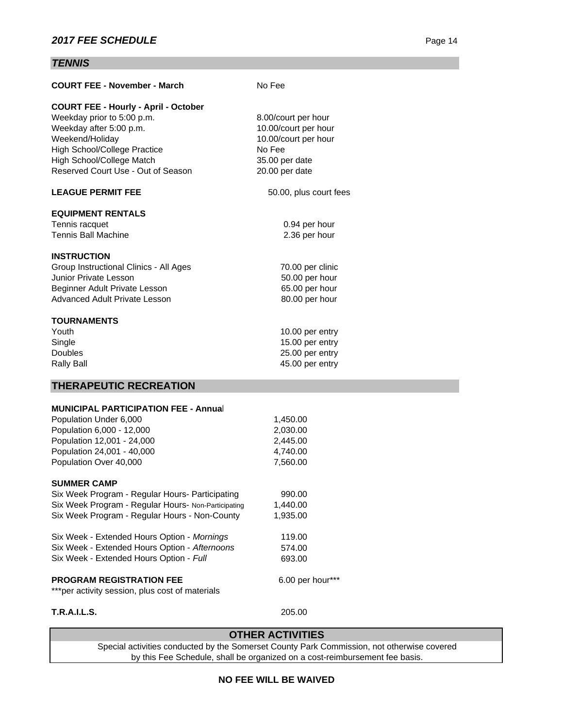## *TENNIS*

| | |
|---|---|
| **COURT FEE - November - March** | No Fee |
| **COURT FEE - Hourly - April - October** | |
| Weekday prior to 5:00 p.m. | 8.00/court per hour |
| Weekday after 5:00 p.m. | 10.00/court per hour |
| Weekend/Holiday | 10.00/court per hour |
| High School/College Practice | No Fee |
| High School/College Match | 35.00 per date |
| Reserved Court Use - Out of Season | 20.00 per date |
| **LEAGUE PERMIT FEE** | 50.00, plus court fees |
| **EQUIPMENT RENTALS** | |
| Tennis racquet | 0.94 per hour |
| Tennis Ball Machine | 2.36 per hour |
| **INSTRUCTION** | |
| Group Instructional Clinics - All Ages | 70.00 per clinic |
| Junior Private Lesson | 50.00 per hour |
| Beginner Adult Private Lesson | 65.00 per hour |
| Advanced Adult Private Lesson | 80.00 per hour |
| **TOURNAMENTS** | |
| Youth | 10.00 per entry |
| Single | 15.00 per entry |
| Doubles | 25.00 per entry |
| Rally Ball | 45.00 per entry |

## THERAPEUTIC RECREATION

| | |
|---|---|
| **MUNICIPAL PARTICIPATION FEE - Annual** | |
| Population Under 6,000 | 1,450.00 |
| Population 6,000 - 12,000 | 2,030.00 |
| Population 12,001 - 24,000 | 2,445.00 |
| Population 24,001 - 40,000 | 4,740.00 |
| Population Over 40,000 | 7,560.00 |
| **SUMMER CAMP** | |
| Six Week Program - Regular Hours- Participating | 990.00 |
| Six Week Program - Regular Hours- Non-Participating | 1,440.00 |
| Six Week Program - Regular Hours - Non-County | 1,935.00 |
| Six Week - Extended Hours Option - *Mornings* | 119.00 |
| Six Week - Extended Hours Option - *Afternoons* | 574.00 |
| Six Week - Extended Hours Option - *Full* | 693.00 |
| **PROGRAM REGISTRATION FEE** | 6.00 per hour*** |
| ***per activity session, plus cost of materials | |
| **T.R.A.I.L.S.** | 205.00 |

## OTHER ACTIVITIES

Special activities conducted by the Somerset County Park Commission, not otherwise covered by this Fee Schedule, shall be organized on a cost-reimbursement fee basis.

**NO FEE WILL BE WAIVED**